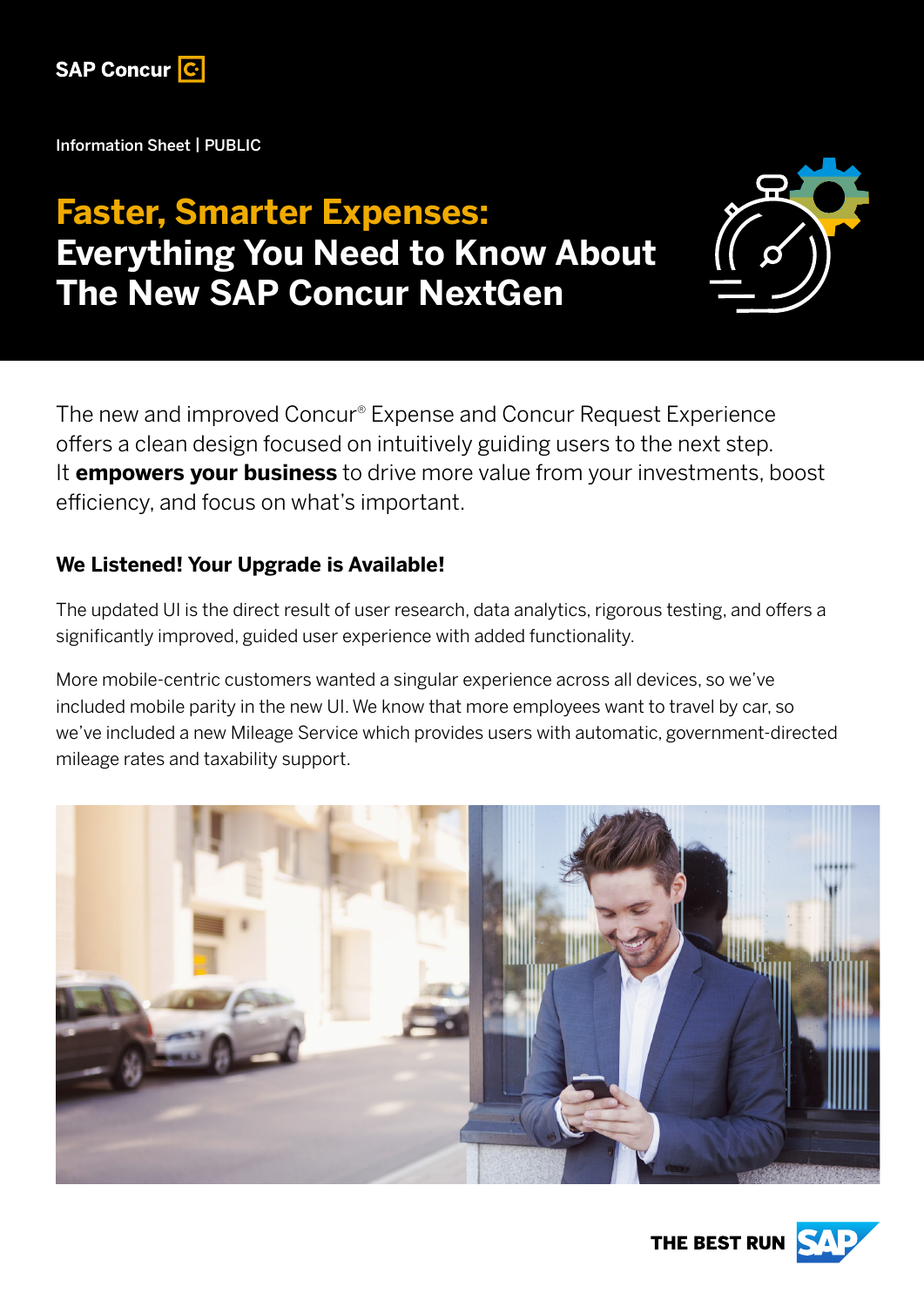SAP Concur

Information Sheet | PUBLIC

# Faster, Smarter Expenses: Everything You Need to Know About The New SAP Concur NextGen

The new and improved Concur® Expense and Concur Request Experience offers a clean design focused on intuitively guiding users to the next step. It **empowers your business** to drive more value from your investments, boost efficiency, and focus on what's important.

## We Listened! Your Upgrade is Available!

The updated UI is the direct result of user research, data analytics, rigorous testing, and offers a significantly improved, guided user experience with added functionality.

More mobile-centric customers wanted a singular experience across all devices, so we've included mobile parity in the new UI. We know that more employees want to travel by car, so we've included a new Mileage Service which provides users with automatic, government-directed mileage rates and taxability support.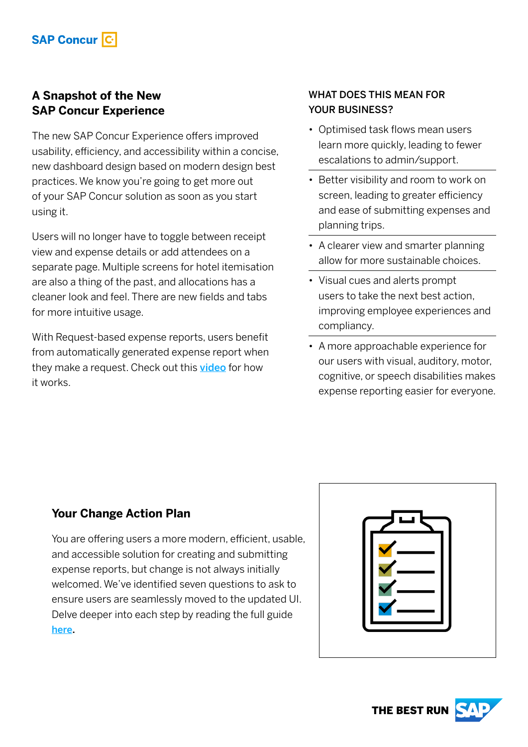## A Snapshot of the New SAP Concur Experience

The new SAP Concur Experience offers improved usability, efficiency, and accessibility within a concise, new dashboard design based on modern design best practices. We know you're going to get more out of your SAP Concur solution as soon as you start using it.

Users will no longer have to toggle between receipt view and expense details or add attendees on a separate page. Multiple screens for hotel itemisation are also a thing of the past, and allocations has a cleaner look and feel. There are new fields and tabs for more intuitive usage.

With Request-based expense reports, users benefit from automatically generated expense report when they make a request. Check out this [video](#) for how it works.

### WHAT DOES THIS MEAN FOR YOUR BUSINESS?

- Optimised task flows mean users learn more quickly, leading to fewer escalations to admin/support.
- Better visibility and room to work on screen, leading to greater efficiency and ease of submitting expenses and planning trips.
- A clearer view and smarter planning allow for more sustainable choices.
- Visual cues and alerts prompt users to take the next best action, improving employee experiences and compliancy.
- A more approachable experience for our users with visual, auditory, motor, cognitive, or speech disabilities makes expense reporting easier for everyone.

## Your Change Action Plan

You are offering users a more modern, efficient, usable, and accessible solution for creating and submitting expense reports, but change is not always initially welcomed. We've identified seven questions to ask to ensure users are seamlessly moved to the updated UI. Delve deeper into each step by reading the full guide [here](#).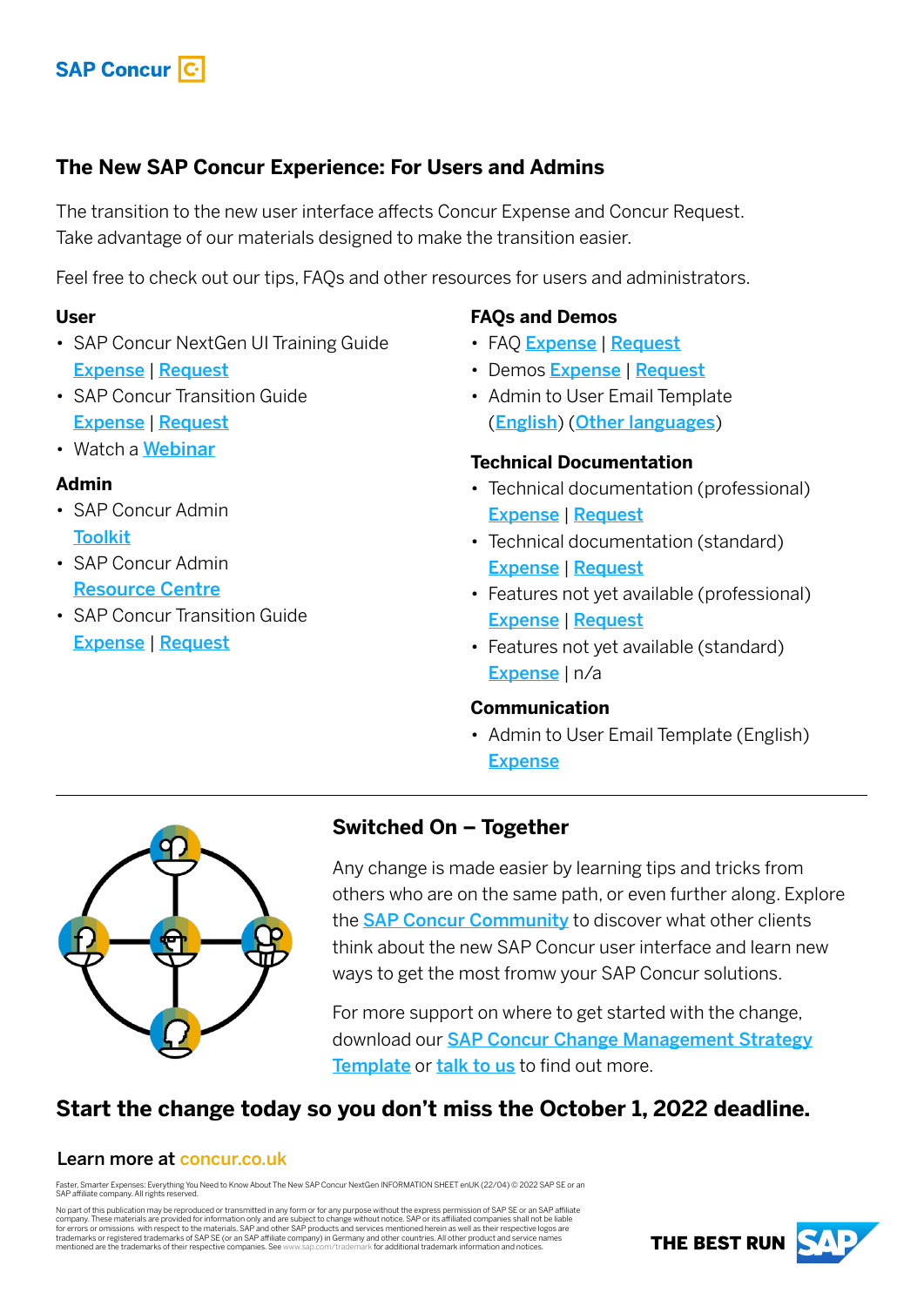SAP Concur

## The New SAP Concur Experience: For Users and Admins

The transition to the new user interface affects Concur Expense and Concur Request. Take advantage of our materials designed to make the transition easier.

Feel free to check out our tips, FAQs and other resources for users and administrators.

### User

- SAP Concur NextGen UI Training Guide
  Expense | Request
- SAP Concur Transition Guide
  Expense | Request
- Watch a Webinar

### Admin

- SAP Concur Admin
  Toolkit
- SAP Concur Admin
  Resource Centre
- SAP Concur Transition Guide
  Expense | Request

### FAQs and Demos

- FAQ Expense | Request
- Demos Expense | Request
- Admin to User Email Template
  (English) (Other languages)

### Technical Documentation

- Technical documentation (professional)
  Expense | Request
- Technical documentation (standard)
  Expense | Request
- Features not yet available (professional)
  Expense | Request
- Features not yet available (standard)
  Expense | n/a

### Communication

- Admin to User Email Template (English)
  Expense

## Switched On – Together

Any change is made easier by learning tips and tricks from others who are on the same path, or even further along. Explore the SAP Concur Community to discover what other clients think about the new SAP Concur user interface and learn new ways to get the most fromw your SAP Concur solutions.

For more support on where to get started with the change, download our SAP Concur Change Management Strategy Template or talk to us to find out more.

## Start the change today so you don't miss the October 1, 2022 deadline.

**Learn more at** concur.co.uk

Faster, Smarter Expenses: Everything You Need to Know About The New SAP Concur NextGen INFORMATION SHEET enUK (22/04) © 2022 SAP SE or an SAP affiliate company. All rights reserved.

No part of this publication may be reproduced or transmitted in any form or for any purpose without the express permission of SAP SE or an SAP affiliate company. These materials are provided for information only and are subject to change without notice. SAP or its affiliated companies shall not be liable for errors or omissions with respect to the materials. SAP and other SAP products and services mentioned herein as well as their respective logos are trademarks or registered trademarks of SAP SE (or an SAP affiliate company) in Germany and other countries. All other product and service names mentioned are the trademarks of their respective companies. See www.sap.com/trademark for additional trademark information and notices.

THE BEST RUN SAP